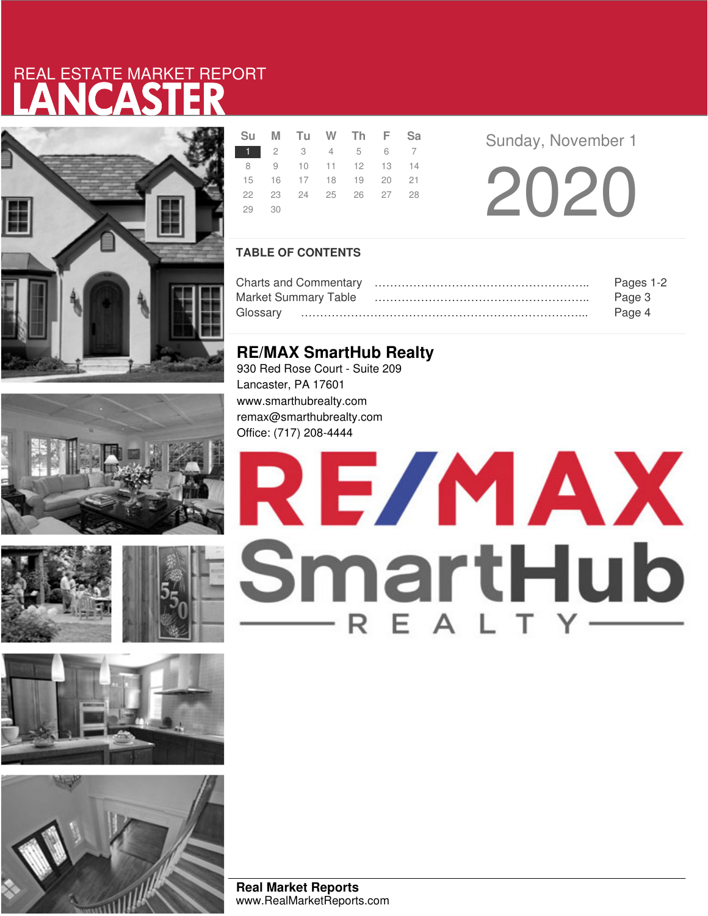REAL ESTATE MARKET REPORT

# LANCASTER

| Su | M | Tu | W | Th | F | Sa |
|---|---|---|---|---|---|---|
| 1 | 2 | 3 | 4 | 5 | 6 | 7 |
| 8 | 9 | 10 | 11 | 12 | 13 | 14 |
| 15 | 16 | 17 | 18 | 19 | 20 | 21 |
| 22 | 23 | 24 | 25 | 26 | 27 | 28 |
| 29 | 30 | | | | | |

Sunday, November 1

2020

## TABLE OF CONTENTS

Charts and Commentary ........ Pages 1-2
Market Summary Table ........ Page 3
Glossary ........ Page 4

## RE/MAX SmartHub Realty

930 Red Rose Court - Suite 209
Lancaster, PA 17601
www.smarthubrealty.com
remax@smarthubrealty.com
Office: (717) 208-4444

RE/MAX SmartHub REALTY

**Real Market Reports**
www.RealMarketReports.com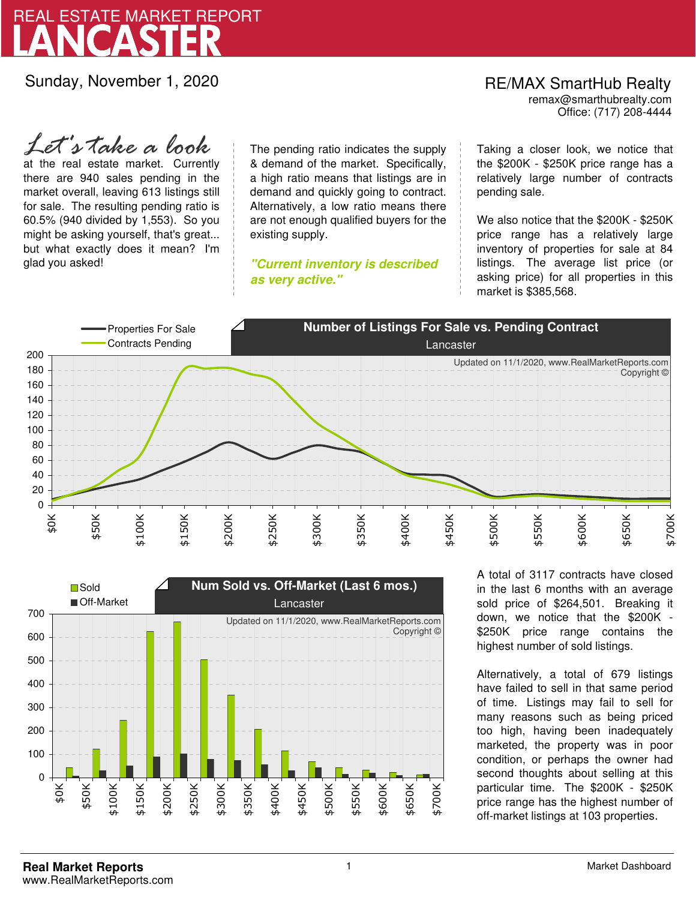# REAL ESTATE MARKET REPORT
# LANCASTER

Sunday, November 1, 2020

**RE/MAX SmartHub Realty**
remax@smarthubrealty.com
Office: (717) 208-4444

*Let's take a look* at the real estate market. Currently there are 940 sales pending in the market overall, leaving 613 listings still for sale. The resulting pending ratio is 60.5% (940 divided by 1,553). So you might be asking yourself, that's great... but what exactly does it mean? I'm glad you asked!

The pending ratio indicates the supply & demand of the market. Specifically, a high ratio means that listings are in demand and quickly going to contract. Alternatively, a low ratio means there are not enough qualified buyers for the existing supply.

***"Current inventory is described as very active."***

Taking a closer look, we notice that the $200K - $250K price range has a relatively large number of contracts pending sale.

We also notice that the $200K - $250K price range has a relatively large inventory of properties for sale at 84 listings. The average list price (or asking price) for all properties in this market is $385,568.

**Number of Listings For Sale vs. Pending Contract**
Lancaster
Properties For Sale
Contracts Pending
Updated on 11/1/2020, www.RealMarketReports.com
Copyright ©
0, 20, 40, 60, 80, 100, 120, 140, 160, 180, 200
$0K, $50K, $100K, $150K, $200K, $250K, $300K, $350K, $400K, $450K, $500K, $550K, $600K, $650K, $700K

**Num Sold vs. Off-Market (Last 6 mos.)**
Lancaster
Sold
Off-Market
Updated on 11/1/2020, www.RealMarketReports.com
Copyright ©
0, 100, 200, 300, 400, 500, 600, 700
$0K, $50K, $100K, $150K, $200K, $250K, $300K, $350K, $400K, $450K, $500K, $550K, $600K, $650K, $700K

A total of 3117 contracts have closed in the last 6 months with an average sold price of $264,501. Breaking it down, we notice that the $200K - $250K price range contains the highest number of sold listings.

Alternatively, a total of 679 listings have failed to sell in that same period of time. Listings may fail to sell for many reasons such as being priced too high, having been inadequately marketed, the property was in poor condition, or perhaps the owner had second thoughts about selling at this particular time. The $200K - $250K price range has the highest number of off-market listings at 103 properties.

**Real Market Reports**
www.RealMarketReports.com

Market Dashboard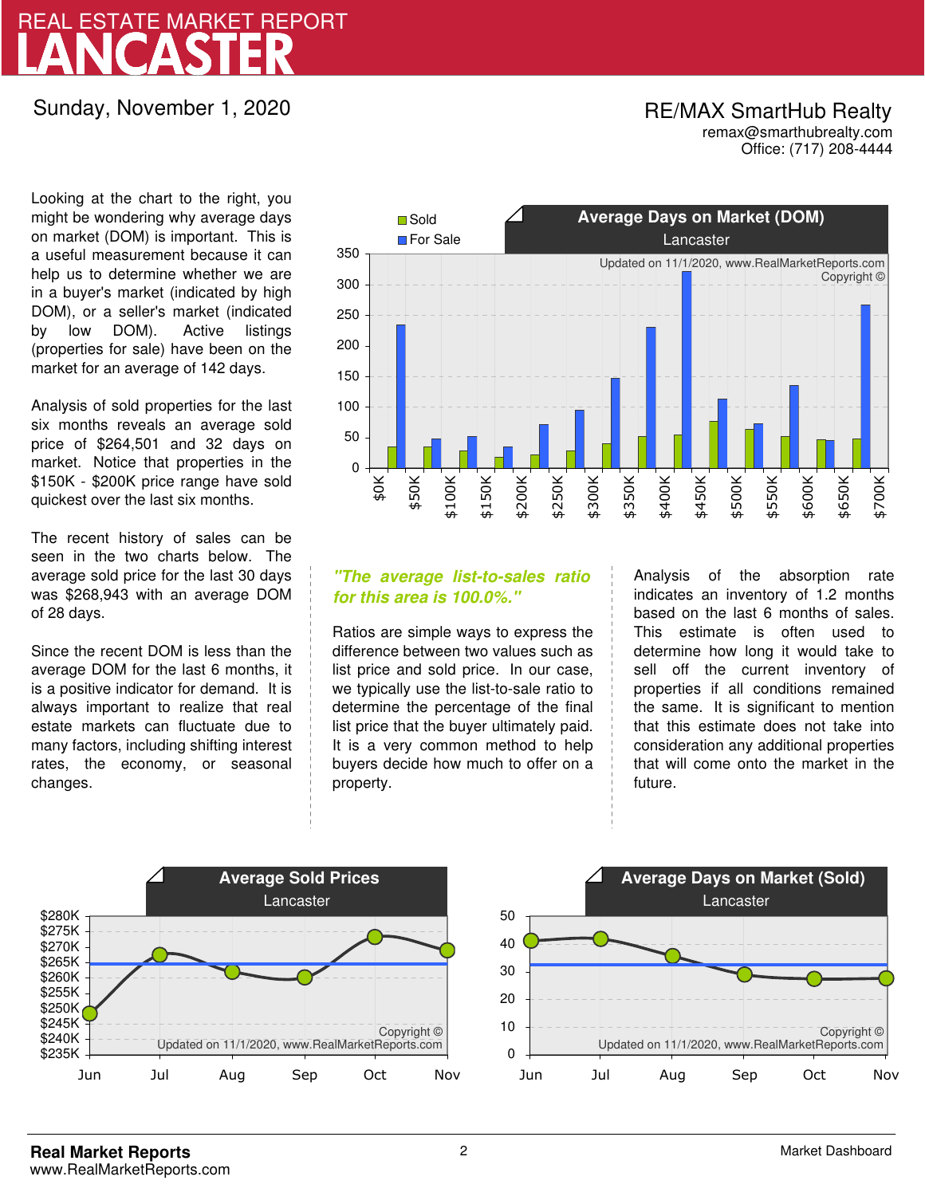# REAL ESTATE MARKET REPORT LANCASTER

Sunday, November 1, 2020

RE/MAX SmartHub Realty
remax@smarthubrealty.com
Office: (717) 208-4444

Looking at the chart to the right, you might be wondering why average days on market (DOM) is important. This is a useful measurement because it can help us to determine whether we are in a buyer's market (indicated by high DOM), or a seller's market (indicated by low DOM). Active listings (properties for sale) have been on the market for an average of 142 days.

Analysis of sold properties for the last six months reveals an average sold price of $264,501 and 32 days on market. Notice that properties in the $150K - $200K price range have sold quickest over the last six months.

The recent history of sales can be seen in the two charts below. The average sold price for the last 30 days was $268,943 with an average DOM of 28 days.

Since the recent DOM is less than the average DOM for the last 6 months, it is a positive indicator for demand. It is always important to realize that real estate markets can fluctuate due to many factors, including shifting interest rates, the economy, or seasonal changes.

**Average Days on Market (DOM)**
Lancaster
Sold
For Sale
Updated on 11/1/2020, www.RealMarketReports.com
Copyright ©
350
300
250
200
150
100
50
0
$0K $50K $100K $150K $200K $250K $300K $350K $400K $450K $500K $550K $600K $650K $700K

***"The average list-to-sales ratio for this area is 100.0%."***

Ratios are simple ways to express the difference between two values such as list price and sold price. In our case, we typically use the list-to-sale ratio to determine the percentage of the final list price that the buyer ultimately paid. It is a very common method to help buyers decide how much to offer on a property.

Analysis of the absorption rate indicates an inventory of 1.2 months based on the last 6 months of sales. This estimate is often used to determine how long it would take to sell off the current inventory of properties if all conditions remained the same. It is significant to mention that this estimate does not take into consideration any additional properties that will come onto the market in the future.

**Average Sold Prices**
Lancaster
$280K
$275K
$270K
$265K
$260K
$255K
$250K
$245K
$240K
$235K
Copyright ©
Updated on 11/1/2020, www.RealMarketReports.com
Jun Jul Aug Sep Oct Nov

**Average Days on Market (Sold)**
Lancaster
50
40
30
20
10
0
Copyright ©
Updated on 11/1/2020, www.RealMarketReports.com
Jun Jul Aug Sep Oct Nov

**Real Market Reports**
www.RealMarketReports.com

Market Dashboard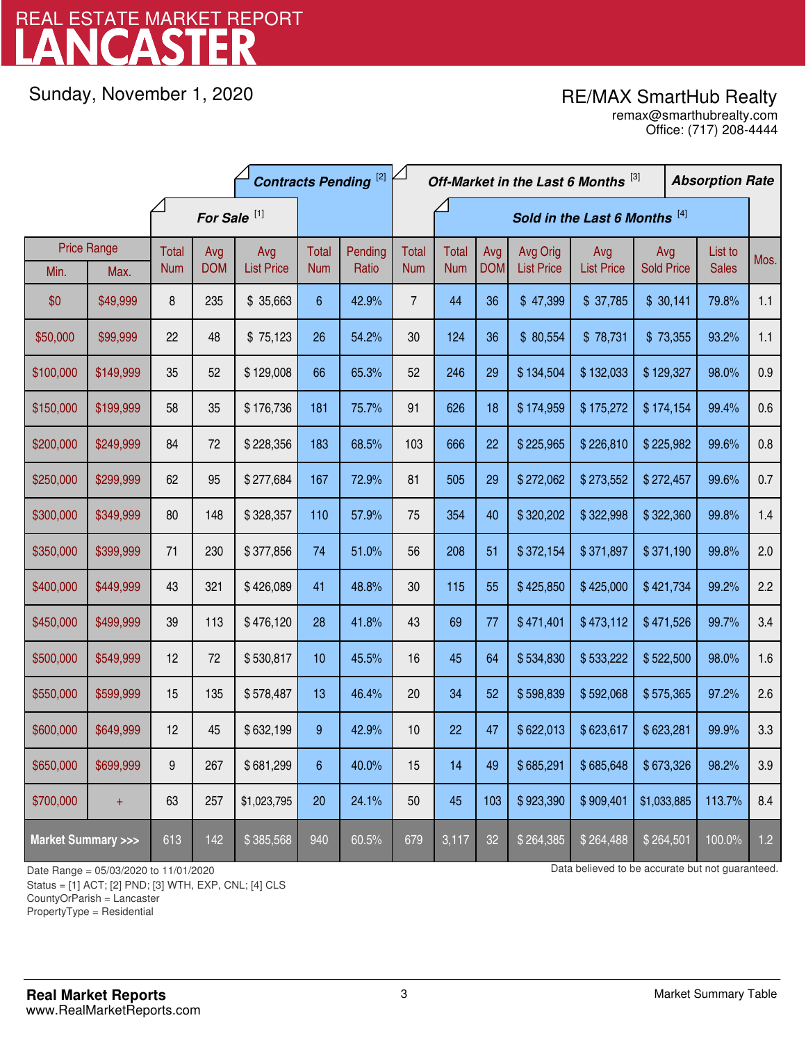# REAL ESTATE MARKET REPORT
# LANCASTER

Sunday, November 1, 2020

RE/MAX SmartHub Realty
remax@smarthubrealty.com
Office: (717) 208-4444

| Price Range | | For Sale [1] | | | Contracts Pending [2] | | Off-Market in the Last 6 Months [3] | Sold in the Last 6 Months [4] | | | | | | Absorption Rate |
|---|---|---|---|---|---|---|---|---|---|---|---|---|---|---|
| Min. | Max. | Total Num | Avg DOM | Avg List Price | Total Num | Pending Ratio | Total Num | Total Num | Avg DOM | Avg Orig List Price | Avg List Price | Avg Sold Price | List to Sales | Mos. |
| $0 | $49,999 | 8 | 235 | $ 35,663 | 6 | 42.9% | 7 | 44 | 36 | $ 47,399 | $ 37,785 | $ 30,141 | 79.8% | 1.1 |
| $50,000 | $99,999 | 22 | 48 | $ 75,123 | 26 | 54.2% | 30 | 124 | 36 | $ 80,554 | $ 78,731 | $ 73,355 | 93.2% | 1.1 |
| $100,000 | $149,999 | 35 | 52 | $ 129,008 | 66 | 65.3% | 52 | 246 | 29 | $ 134,504 | $ 132,033 | $ 129,327 | 98.0% | 0.9 |
| $150,000 | $199,999 | 58 | 35 | $ 176,736 | 181 | 75.7% | 91 | 626 | 18 | $ 174,959 | $ 175,272 | $ 174,154 | 99.4% | 0.6 |
| $200,000 | $249,999 | 84 | 72 | $ 228,356 | 183 | 68.5% | 103 | 666 | 22 | $ 225,965 | $ 226,810 | $ 225,982 | 99.6% | 0.8 |
| $250,000 | $299,999 | 62 | 95 | $ 277,684 | 167 | 72.9% | 81 | 505 | 29 | $ 272,062 | $ 273,552 | $ 272,457 | 99.6% | 0.7 |
| $300,000 | $349,999 | 80 | 148 | $ 328,357 | 110 | 57.9% | 75 | 354 | 40 | $ 320,202 | $ 322,998 | $ 322,360 | 99.8% | 1.4 |
| $350,000 | $399,999 | 71 | 230 | $ 377,856 | 74 | 51.0% | 56 | 208 | 51 | $ 372,154 | $ 371,897 | $ 371,190 | 99.8% | 2.0 |
| $400,000 | $449,999 | 43 | 321 | $ 426,089 | 41 | 48.8% | 30 | 115 | 55 | $ 425,850 | $ 425,000 | $ 421,734 | 99.2% | 2.2 |
| $450,000 | $499,999 | 39 | 113 | $ 476,120 | 28 | 41.8% | 43 | 69 | 77 | $ 471,401 | $ 473,112 | $ 471,526 | 99.7% | 3.4 |
| $500,000 | $549,999 | 12 | 72 | $ 530,817 | 10 | 45.5% | 16 | 45 | 64 | $ 534,830 | $ 533,222 | $ 522,500 | 98.0% | 1.6 |
| $550,000 | $599,999 | 15 | 135 | $ 578,487 | 13 | 46.4% | 20 | 34 | 52 | $ 598,839 | $ 592,068 | $ 575,365 | 97.2% | 2.6 |
| $600,000 | $649,999 | 12 | 45 | $ 632,199 | 9 | 42.9% | 10 | 22 | 47 | $ 622,013 | $ 623,617 | $ 623,281 | 99.9% | 3.3 |
| $650,000 | $699,999 | 9 | 267 | $ 681,299 | 6 | 40.0% | 15 | 14 | 49 | $ 685,291 | $ 685,648 | $ 673,326 | 98.2% | 3.9 |
| $700,000 | + | 63 | 257 | $1,023,795 | 20 | 24.1% | 50 | 45 | 103 | $ 923,390 | $ 909,401 | $1,033,885 | 113.7% | 8.4 |
| **Market Summary >>>** | | 613 | 142 | $ 385,568 | 940 | 60.5% | 679 | 3,117 | 32 | $ 264,385 | $ 264,488 | $ 264,501 | 100.0% | 1.2 |

Date Range = 05/03/2020 to 11/01/2020
Status = [1] ACT; [2] PND; [3] WTH, EXP, CNL; [4] CLS
CountyOrParish = Lancaster
PropertyType = Residential

Data believed to be accurate but not guaranteed.

**Real Market Reports**
www.RealMarketReports.com

Market Summary Table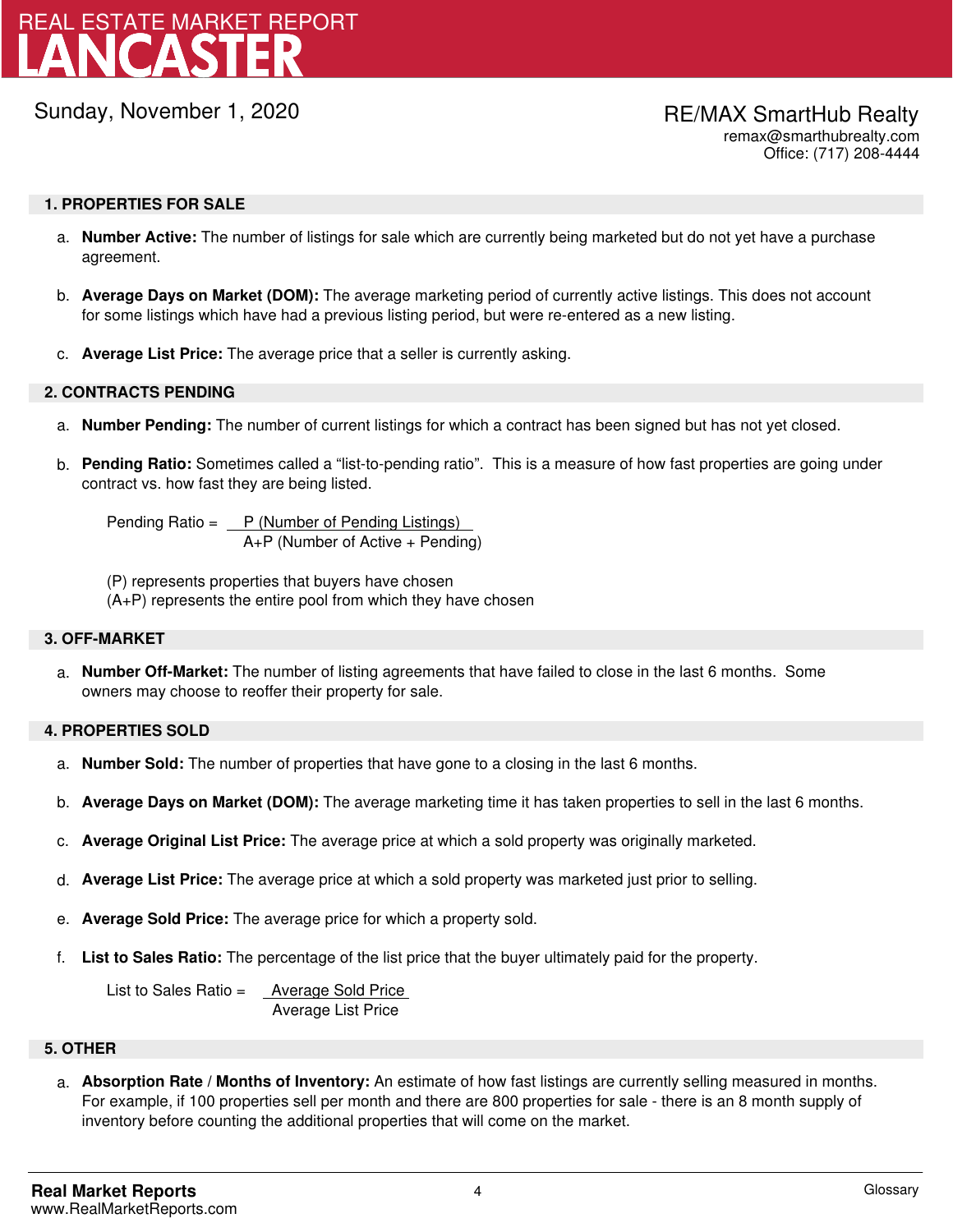# REAL ESTATE MARKET REPORT LANCASTER

Sunday, November 1, 2020

RE/MAX SmartHub Realty
remax@smarthubrealty.com
Office: (717) 208-4444

## 1. PROPERTIES FOR SALE

a. **Number Active:** The number of listings for sale which are currently being marketed but do not yet have a purchase agreement.

b. **Average Days on Market (DOM):** The average marketing period of currently active listings. This does not account for some listings which have had a previous listing period, but were re-entered as a new listing.

c. **Average List Price:** The average price that a seller is currently asking.

## 2. CONTRACTS PENDING

a. **Number Pending:** The number of current listings for which a contract has been signed but has not yet closed.

b. **Pending Ratio:** Sometimes called a "list-to-pending ratio". This is a measure of how fast properties are going under contract vs. how fast they are being listed.

$$\text{Pending Ratio} = \frac{\text{P (Number of Pending Listings)}}{\text{A+P (Number of Active + Pending)}}$$

(P) represents properties that buyers have chosen
(A+P) represents the entire pool from which they have chosen

## 3. OFF-MARKET

a. **Number Off-Market:** The number of listing agreements that have failed to close in the last 6 months. Some owners may choose to reoffer their property for sale.

## 4. PROPERTIES SOLD

a. **Number Sold:** The number of properties that have gone to a closing in the last 6 months.

b. **Average Days on Market (DOM):** The average marketing time it has taken properties to sell in the last 6 months.

c. **Average Original List Price:** The average price at which a sold property was originally marketed.

d. **Average List Price:** The average price at which a sold property was marketed just prior to selling.

e. **Average Sold Price:** The average price for which a property sold.

f. **List to Sales Ratio:** The percentage of the list price that the buyer ultimately paid for the property.

$$\text{List to Sales Ratio} = \frac{\text{Average Sold Price}}{\text{Average List Price}}$$

## 5. OTHER

a. **Absorption Rate / Months of Inventory:** An estimate of how fast listings are currently selling measured in months. For example, if 100 properties sell per month and there are 800 properties for sale - there is an 8 month supply of inventory before counting the additional properties that will come on the market.

**Real Market Reports**
www.RealMarketReports.com

Glossary